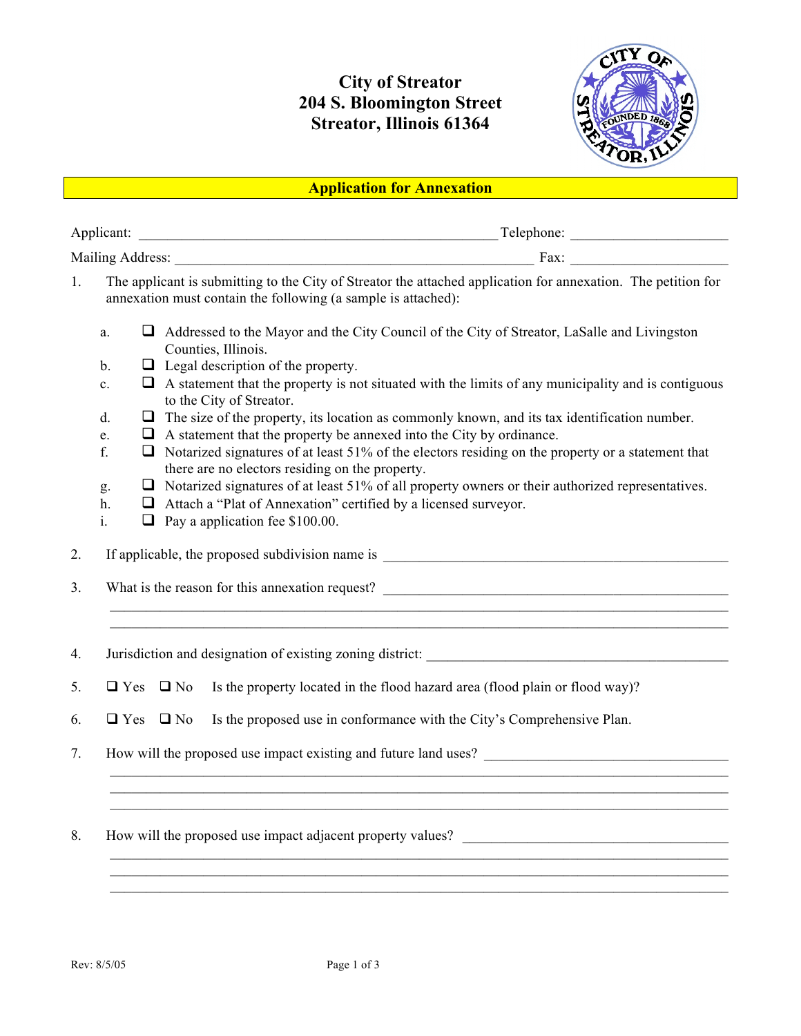# City of Streator
# 204 S. Bloomington Street
# Streator, Illinois 61364

## Application for Annexation

Applicant: ______________________________________________ Telephone: ____________________

Mailing Address: ______________________________________________ Fax: ____________________

1. The applicant is submitting to the City of Streator the attached application for annexation. The petition for annexation must contain the following (a sample is attached):

   a. ❑ Addressed to the Mayor and the City Council of the City of Streator, LaSalle and Livingston Counties, Illinois.
   b. ❑ Legal description of the property.
   c. ❑ A statement that the property is not situated with the limits of any municipality and is contiguous to the City of Streator.
   d. ❑ The size of the property, its location as commonly known, and its tax identification number.
   e. ❑ A statement that the property be annexed into the City by ordinance.
   f. ❑ Notarized signatures of at least 51% of the electors residing on the property or a statement that there are no electors residing on the property.
   g. ❑ Notarized signatures of at least 51% of all property owners or their authorized representatives.
   h. ❑ Attach a "Plat of Annexation" certified by a licensed surveyor.
   i. ❑ Pay a application fee $100.00.

2. If applicable, the proposed subdivision name is ______________________________________________

3. What is the reason for this annexation request? ______________________________________________

   ______________________________________________________________________________

   ______________________________________________________________________________

4. Jurisdiction and designation of existing zoning district: ______________________________________________

5. ❑ Yes ❑ No Is the property located in the flood hazard area (flood plain or flood way)?

6. ❑ Yes ❑ No Is the proposed use in conformance with the City's Comprehensive Plan.

7. How will the proposed use impact existing and future land uses? ______________________________________________

   ______________________________________________________________________________

   ______________________________________________________________________________

   ______________________________________________________________________________

8. How will the proposed use impact adjacent property values? ______________________________________________

   ______________________________________________________________________________

   ______________________________________________________________________________

   ______________________________________________________________________________

Rev: 8/5/05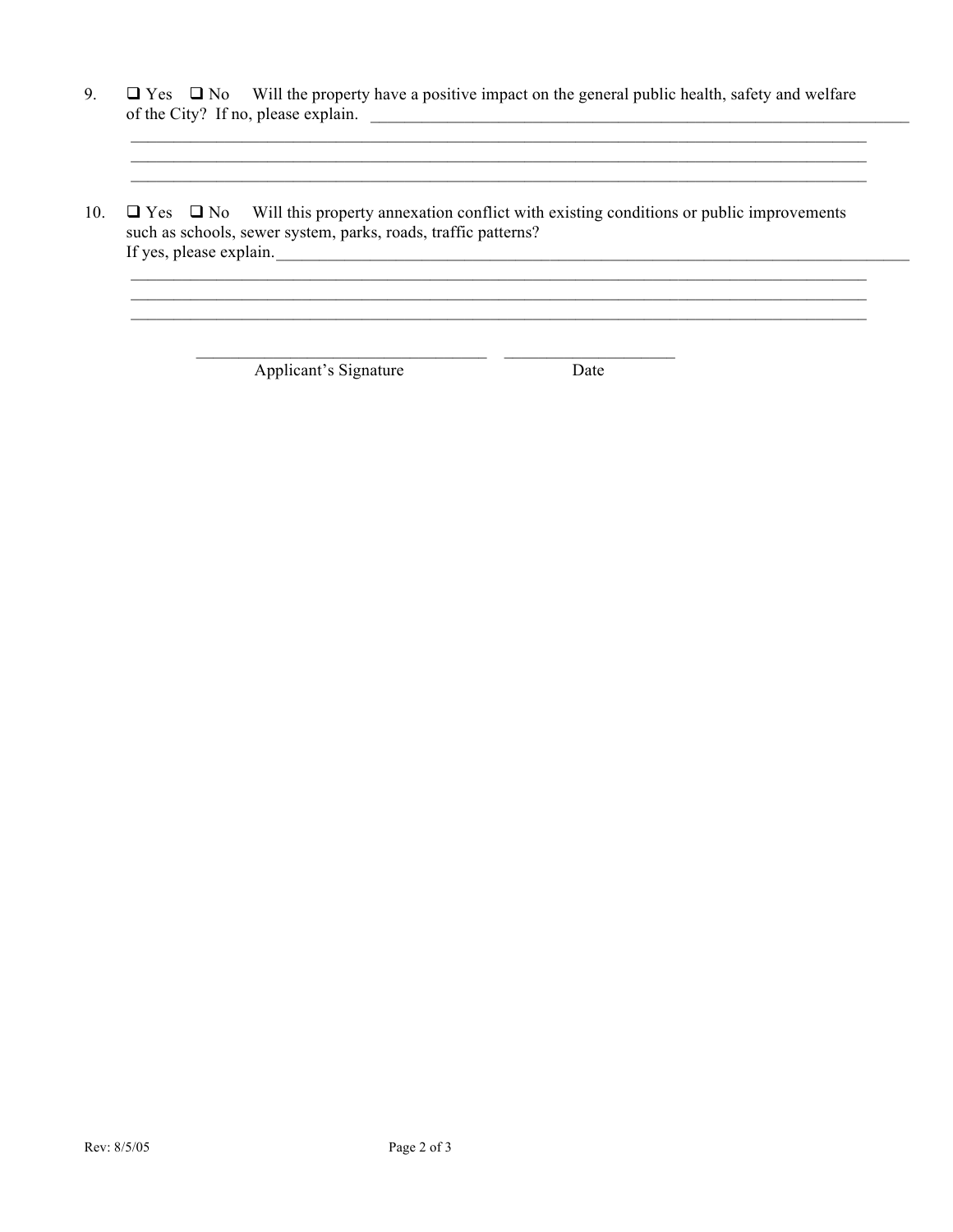9. ☐ Yes ☐ No Will the property have a positive impact on the general public health, safety and welfare of the City? If no, please explain. ____________________________________________________________

______________________________________________________________________________

______________________________________________________________________________

______________________________________________________________________________

10. ☐ Yes ☐ No Will this property annexation conflict with existing conditions or public improvements such as schools, sewer system, parks, roads, traffic patterns?
If yes, please explain.______________________________________________________________

______________________________________________________________________________

______________________________________________________________________________

______________________________________________________________________________

________________________________ ____________________
Applicant's Signature Date

Rev: 8/5/05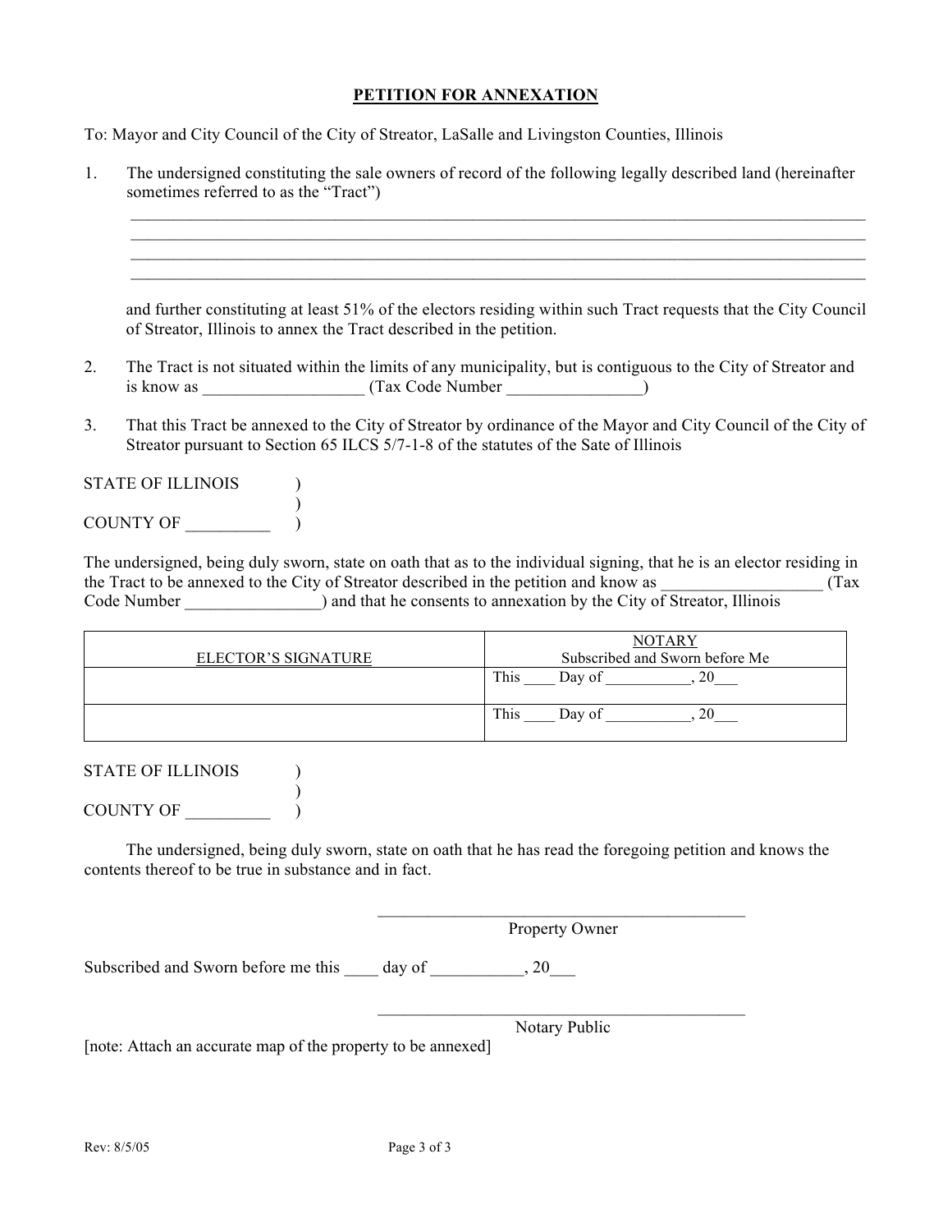## PETITION FOR ANNEXATION

To: Mayor and City Council of the City of Streator, LaSalle and Livingston Counties, Illinois

1. The undersigned constituting the sale owners of record of the following legally described land (hereinafter sometimes referred to as the "Tract")

   ______________________________________________________________________________________
   ______________________________________________________________________________________
   ______________________________________________________________________________________
   ______________________________________________________________________________________

   and further constituting at least 51% of the electors residing within such Tract requests that the City Council of Streator, Illinois to annex the Tract described in the petition.

2. The Tract is not situated within the limits of any municipality, but is contiguous to the City of Streator and is know as ___________________ (Tax Code Number ________________)

3. That this Tract be annexed to the City of Streator by ordinance of the Mayor and City Council of the City of Streator pursuant to Section 65 ILCS 5/7-1-8 of the statutes of the Sate of Illinois

STATE OF ILLINOIS )
)
COUNTY OF __________ )

The undersigned, being duly sworn, state on oath that as to the individual signing, that he is an elector residing in the Tract to be annexed to the City of Streator described in the petition and know as ___________________ (Tax Code Number ________________) and that he consents to annexation by the City of Streator, Illinois

| ELECTOR'S SIGNATURE | NOTARY<br>Subscribed and Sworn before Me |
|---|---|
| | This ____ Day of ___________, 20___ |
| | This ____ Day of ___________, 20___ |

STATE OF ILLINOIS )
)
COUNTY OF __________ )

The undersigned, being duly sworn, state on oath that he has read the foregoing petition and knows the contents thereof to be true in substance and in fact.

_____________________________________________
Property Owner

Subscribed and Sworn before me this ____ day of ___________, 20___

_____________________________________________
Notary Public

[note: Attach an accurate map of the property to be annexed]

Rev: 8/5/05